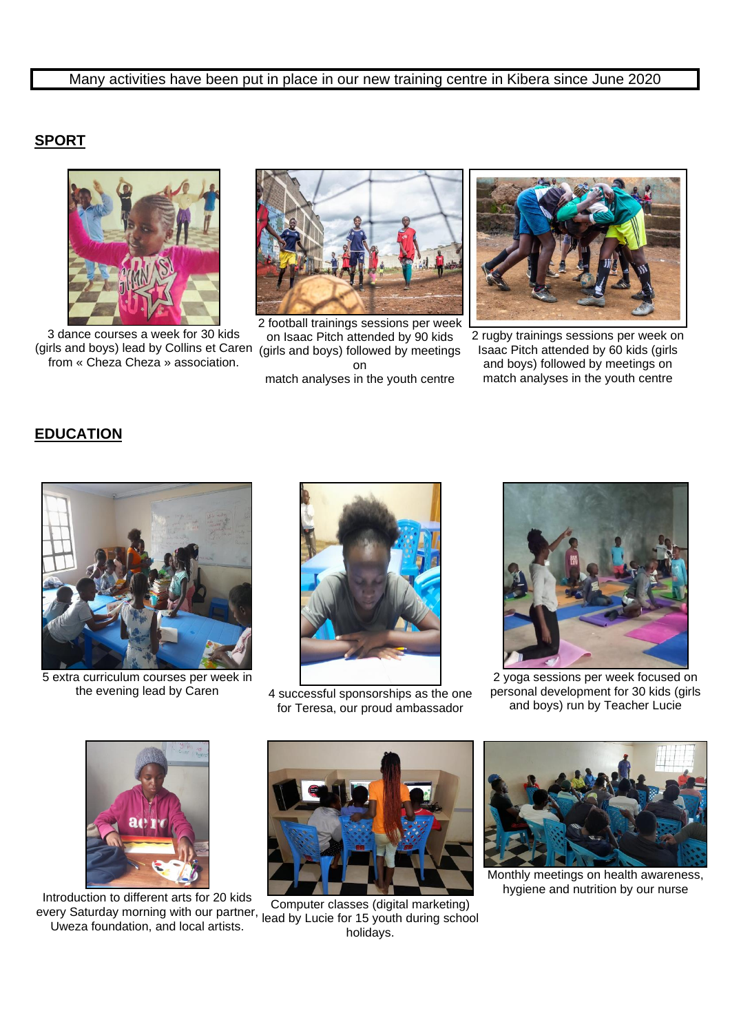Many activities have been put in place in our new training centre in Kibera since June 2020

## SPORT

3 dance courses a week for 30 kids (girls and boys) lead by Collins et Caren from « Cheza Cheza » association.

2 football trainings sessions per week on Isaac Pitch attended by 90 kids (girls and boys) followed by meetings on match analyses in the youth centre

2 rugby trainings sessions per week on Isaac Pitch attended by 60 kids (girls and boys) followed by meetings on match analyses in the youth centre

## EDUCATION

5 extra curriculum courses per week in the evening lead by Caren

4 successful sponsorships as the one for Teresa, our proud ambassador

2 yoga sessions per week focused on personal development for 30 kids (girls and boys) run by Teacher Lucie

Introduction to different arts for 20 kids every Saturday morning with our partner, Uweza foundation, and local artists.

Computer classes (digital marketing) lead by Lucie for 15 youth during school holidays.

Monthly meetings on health awareness, hygiene and nutrition by our nurse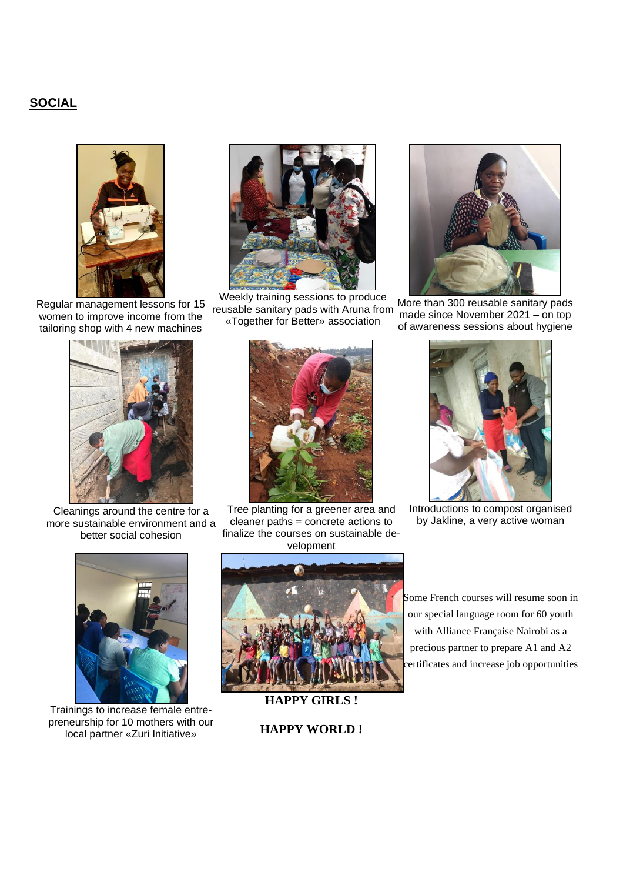## SOCIAL

Regular management lessons for 15 women to improve income from the tailoring shop with 4 new machines

Weekly training sessions to produce reusable sanitary pads with Aruna from «Together for Better» association

More than 300 reusable sanitary pads made since November 2021 – on top of awareness sessions about hygiene

Cleanings around the centre for a more sustainable environment and a better social cohesion

Tree planting for a greener area and cleaner paths = concrete actions to finalize the courses on sustainable development

Introductions to compost organised by Jakline, a very active woman

Trainings to increase female entrepreneurship for 10 mothers with our local partner «Zuri Initiative»

**HAPPY GIRLS !**

**HAPPY WORLD !**

Some French courses will resume soon in our special language room for 60 youth with Alliance Française Nairobi as a precious partner to prepare A1 and A2 certificates and increase job opportunities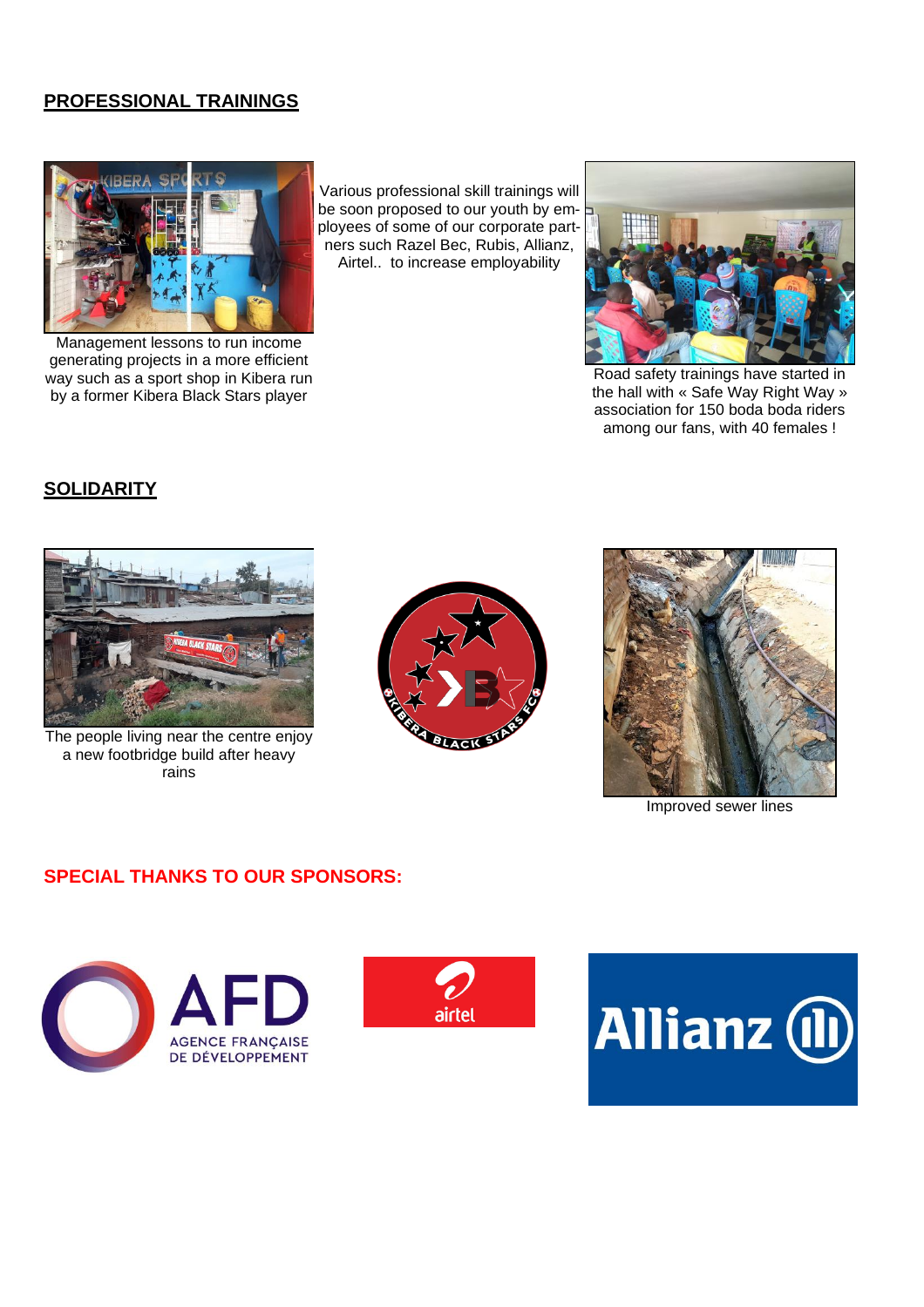## PROFESSIONAL TRAININGS

Management lessons to run income generating projects in a more efficient way such as a sport shop in Kibera run by a former Kibera Black Stars player

Various professional skill trainings will be soon proposed to our youth by employees of some of our corporate partners such Razel Bec, Rubis, Allianz, Airtel.. to increase employability

Road safety trainings have started in the hall with « Safe Way Right Way » association for 150 boda boda riders among our fans, with 40 females !

## SOLIDARITY

The people living near the centre enjoy a new footbridge build after heavy rains

Improved sewer lines

## SPECIAL THANKS TO OUR SPONSORS: